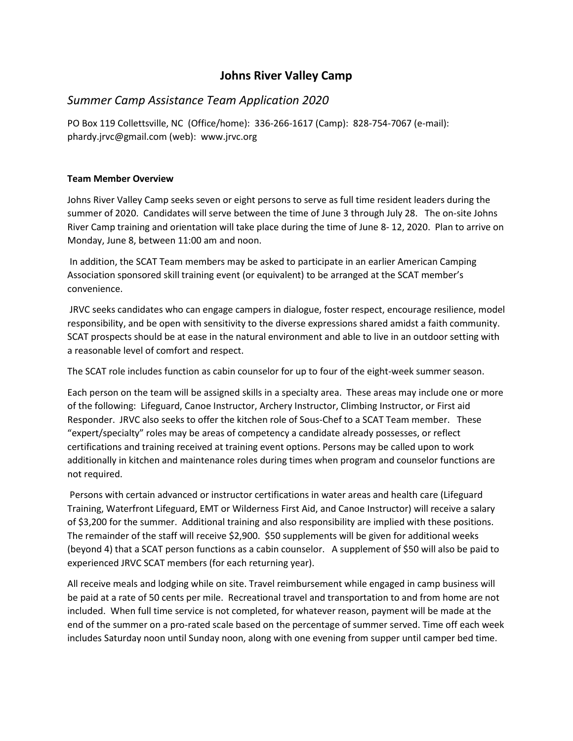# Johns River Valley Camp

## *Summer Camp Assistance Team Application 2020*

PO Box 119 Collettsville, NC (Office/home): 336-266-1617 (Camp): 828-754-7067 (e-mail): phardy.jrvc@gmail.com (web): www.jrvc.org

**Team Member Overview**

Johns River Valley Camp seeks seven or eight persons to serve as full time resident leaders during the summer of 2020. Candidates will serve between the time of June 3 through July 28. The on-site Johns River Camp training and orientation will take place during the time of June 8- 12, 2020. Plan to arrive on Monday, June 8, between 11:00 am and noon.

In addition, the SCAT Team members may be asked to participate in an earlier American Camping Association sponsored skill training event (or equivalent) to be arranged at the SCAT member's convenience.

JRVC seeks candidates who can engage campers in dialogue, foster respect, encourage resilience, model responsibility, and be open with sensitivity to the diverse expressions shared amidst a faith community. SCAT prospects should be at ease in the natural environment and able to live in an outdoor setting with a reasonable level of comfort and respect.

The SCAT role includes function as cabin counselor for up to four of the eight-week summer season.

Each person on the team will be assigned skills in a specialty area. These areas may include one or more of the following: Lifeguard, Canoe Instructor, Archery Instructor, Climbing Instructor, or First aid Responder. JRVC also seeks to offer the kitchen role of Sous-Chef to a SCAT Team member. These "expert/specialty" roles may be areas of competency a candidate already possesses, or reflect certifications and training received at training event options. Persons may be called upon to work additionally in kitchen and maintenance roles during times when program and counselor functions are not required.

Persons with certain advanced or instructor certifications in water areas and health care (Lifeguard Training, Waterfront Lifeguard, EMT or Wilderness First Aid, and Canoe Instructor) will receive a salary of $3,200 for the summer. Additional training and also responsibility are implied with these positions. The remainder of the staff will receive $2,900. $50 supplements will be given for additional weeks (beyond 4) that a SCAT person functions as a cabin counselor. A supplement of $50 will also be paid to experienced JRVC SCAT members (for each returning year).

All receive meals and lodging while on site. Travel reimbursement while engaged in camp business will be paid at a rate of 50 cents per mile. Recreational travel and transportation to and from home are not included. When full time service is not completed, for whatever reason, payment will be made at the end of the summer on a pro-rated scale based on the percentage of summer served. Time off each week includes Saturday noon until Sunday noon, along with one evening from supper until camper bed time.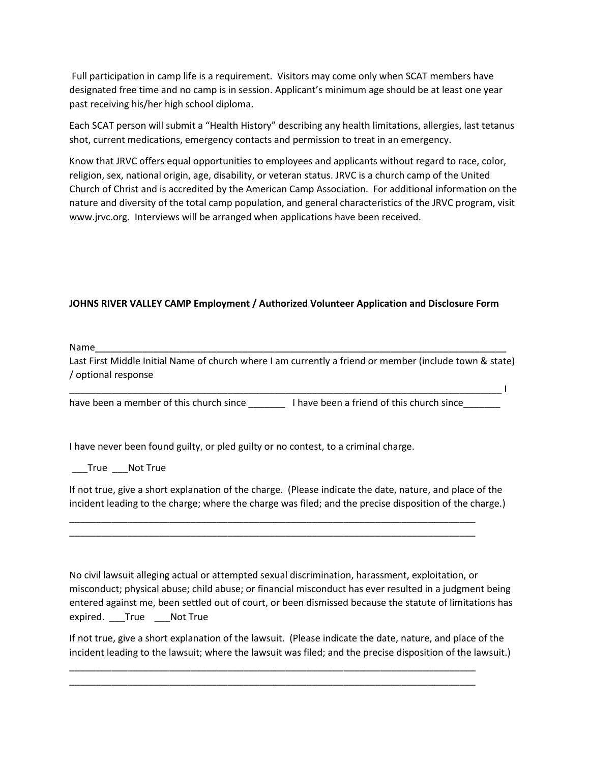Full participation in camp life is a requirement. Visitors may come only when SCAT members have designated free time and no camp is in session. Applicant's minimum age should be at least one year past receiving his/her high school diploma.

Each SCAT person will submit a "Health History" describing any health limitations, allergies, last tetanus shot, current medications, emergency contacts and permission to treat in an emergency.

Know that JRVC offers equal opportunities to employees and applicants without regard to race, color, religion, sex, national origin, age, disability, or veteran status. JRVC is a church camp of the United Church of Christ and is accredited by the American Camp Association. For additional information on the nature and diversity of the total camp population, and general characteristics of the JRVC program, visit www.jrvc.org. Interviews will be arranged when applications have been received.

**JOHNS RIVER VALLEY CAMP Employment / Authorized Volunteer Application and Disclosure Form**

Name_________________________________________________________________________________

Last First Middle Initial Name of church where I am currently a friend or member (include town & state) / optional response

_______________________________________________________________________________________ I have been a member of this church since _______ I have been a friend of this church since_______

I have never been found guilty, or pled guilty or no contest, to a criminal charge.

___True ___Not True

If not true, give a short explanation of the charge. (Please indicate the date, nature, and place of the incident leading to the charge; where the charge was filed; and the precise disposition of the charge.)

_________________________________________________________________________________

_________________________________________________________________________________

No civil lawsuit alleging actual or attempted sexual discrimination, harassment, exploitation, or misconduct; physical abuse; child abuse; or financial misconduct has ever resulted in a judgment being entered against me, been settled out of court, or been dismissed because the statute of limitations has expired. ___True ___Not True

If not true, give a short explanation of the lawsuit. (Please indicate the date, nature, and place of the incident leading to the lawsuit; where the lawsuit was filed; and the precise disposition of the lawsuit.)

_________________________________________________________________________________

_________________________________________________________________________________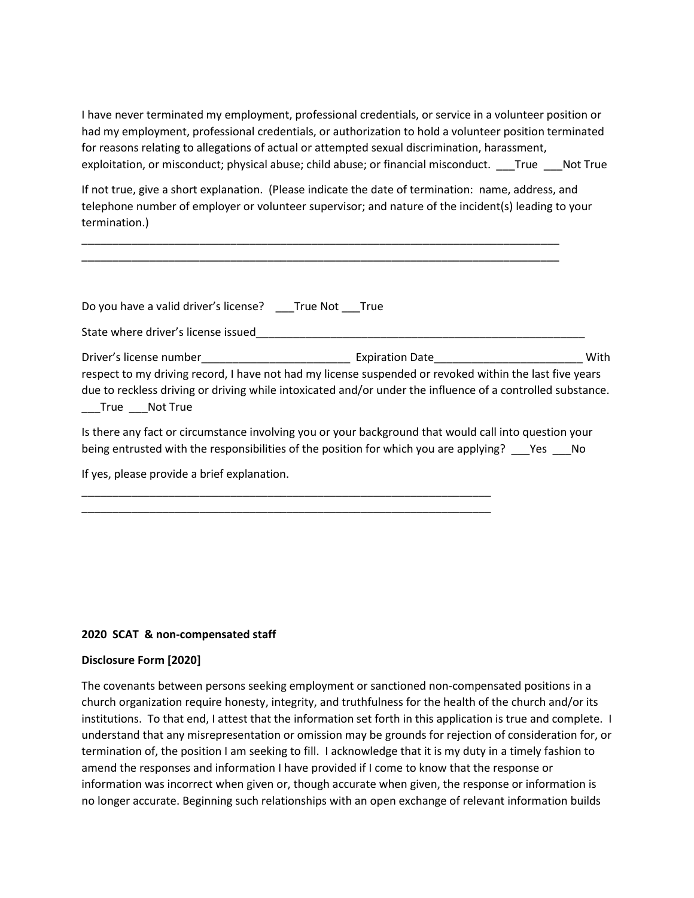I have never terminated my employment, professional credentials, or service in a volunteer position or had my employment, professional credentials, or authorization to hold a volunteer position terminated for reasons relating to allegations of actual or attempted sexual discrimination, harassment, exploitation, or misconduct; physical abuse; child abuse; or financial misconduct. ___True ___Not True

If not true, give a short explanation. (Please indicate the date of termination: name, address, and telephone number of employer or volunteer supervisor; and nature of the incident(s) leading to your termination.)

___________________________________________________________________________________
___________________________________________________________________________________

Do you have a valid driver's license? ___True Not ___True

State where driver's license issued_________________________________________________________

Driver's license number________________________ Expiration Date________________________ With respect to my driving record, I have not had my license suspended or revoked within the last five years due to reckless driving or driving while intoxicated and/or under the influence of a controlled substance. ___True ___Not True

Is there any fact or circumstance involving you or your background that would call into question your being entrusted with the responsibilities of the position for which you are applying? ___Yes ___No

If yes, please provide a brief explanation.

_____________________________________________________________________
_____________________________________________________________________

**2020 SCAT & non-compensated staff**

**Disclosure Form [2020]**

The covenants between persons seeking employment or sanctioned non-compensated positions in a church organization require honesty, integrity, and truthfulness for the health of the church and/or its institutions. To that end, I attest that the information set forth in this application is true and complete. I understand that any misrepresentation or omission may be grounds for rejection of consideration for, or termination of, the position I am seeking to fill. I acknowledge that it is my duty in a timely fashion to amend the responses and information I have provided if I come to know that the response or information was incorrect when given or, though accurate when given, the response or information is no longer accurate. Beginning such relationships with an open exchange of relevant information builds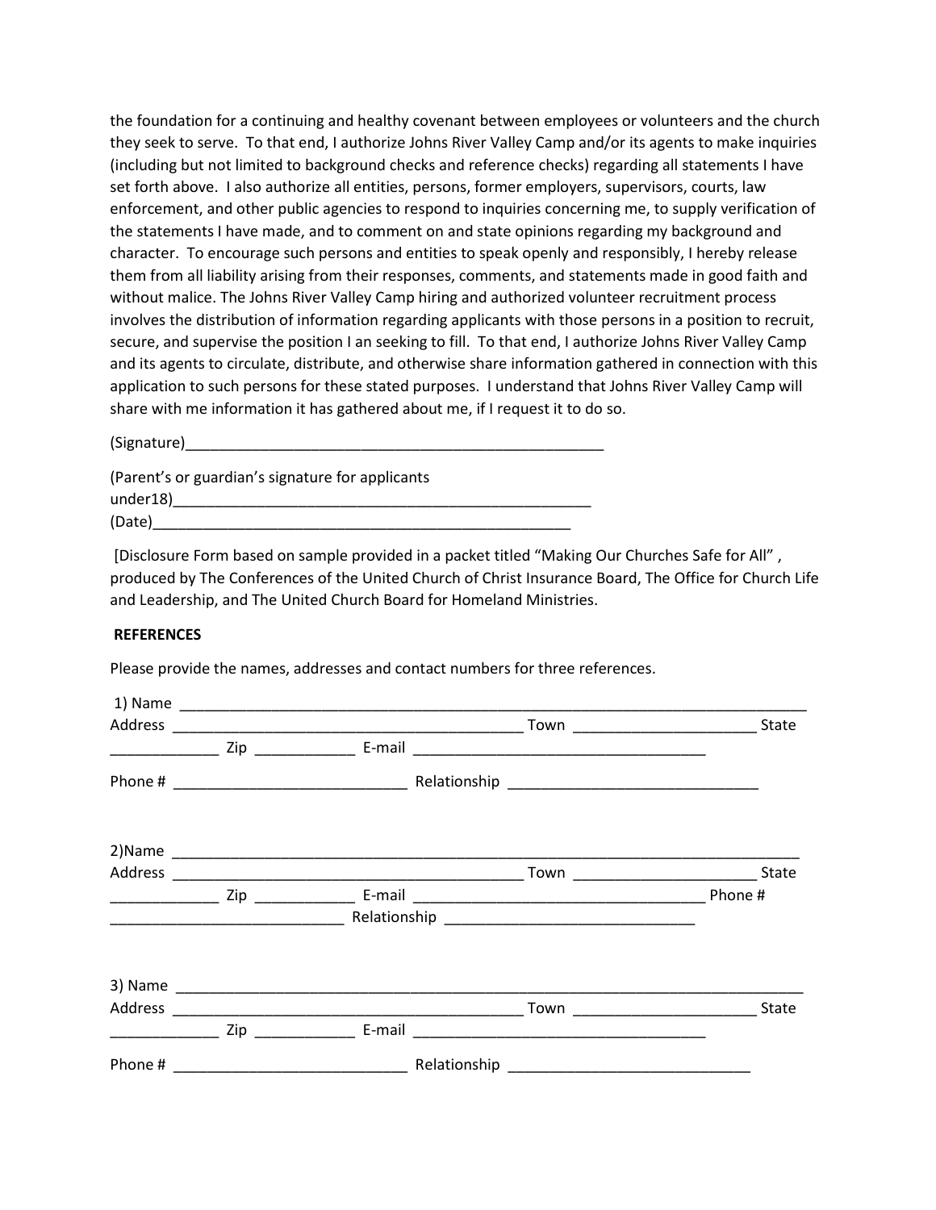the foundation for a continuing and healthy covenant between employees or volunteers and the church they seek to serve. To that end, I authorize Johns River Valley Camp and/or its agents to make inquiries (including but not limited to background checks and reference checks) regarding all statements I have set forth above. I also authorize all entities, persons, former employers, supervisors, courts, law enforcement, and other public agencies to respond to inquiries concerning me, to supply verification of the statements I have made, and to comment on and state opinions regarding my background and character. To encourage such persons and entities to speak openly and responsibly, I hereby release them from all liability arising from their responses, comments, and statements made in good faith and without malice. The Johns River Valley Camp hiring and authorized volunteer recruitment process involves the distribution of information regarding applicants with those persons in a position to recruit, secure, and supervise the position I an seeking to fill. To that end, I authorize Johns River Valley Camp and its agents to circulate, distribute, and otherwise share information gathered in connection with this application to such persons for these stated purposes. I understand that Johns River Valley Camp will share with me information it has gathered about me, if I request it to do so.

(Signature)____________________________________________________

(Parent's or guardian's signature for applicants under18)____________________________________________________
(Date)____________________________________________________

[Disclosure Form based on sample provided in a packet titled "Making Our Churches Safe for All" , produced by The Conferences of the United Church of Christ Insurance Board, The Office for Church Life and Leadership, and The United Church Board for Homeland Ministries.

**REFERENCES**

Please provide the names, addresses and contact numbers for three references.

1) Name ______________________________________________________________________________
Address ___________________________________________ Town ______________________ State _____________ Zip ____________ E-mail ____________________________________

Phone # ____________________________ Relationship ______________________________

2)Name _______________________________________________________________________________
Address ___________________________________________ Town ______________________ State _____________ Zip ____________ E-mail ____________________________________ Phone # ____________________________ Relationship ______________________________

3) Name ______________________________________________________________________________
Address ___________________________________________ Town ______________________ State _____________ Zip ____________ E-mail ____________________________________

Phone # ____________________________ Relationship _____________________________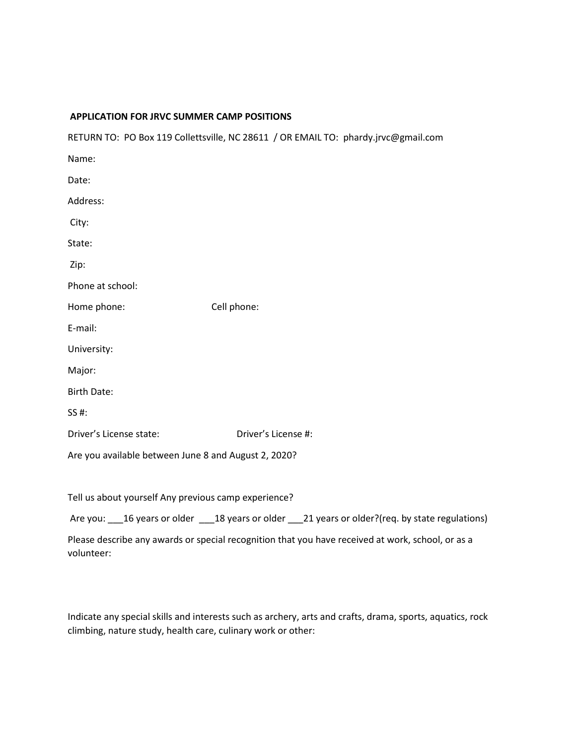**APPLICATION FOR JRVC SUMMER CAMP POSITIONS**

RETURN TO: PO Box 119 Collettsville, NC 28611 / OR EMAIL TO: phardy.jrvc@gmail.com

Name:

Date:

Address:

City:

State:

Zip:

Phone at school:

Home phone: Cell phone:

E-mail:

University:

Major:

Birth Date:

SS #:

Driver's License state: Driver's License #:

Are you available between June 8 and August 2, 2020?

Tell us about yourself Any previous camp experience?

Are you: ___16 years or older ___18 years or older ___21 years or older?(req. by state regulations)

Please describe any awards or special recognition that you have received at work, school, or as a volunteer:

Indicate any special skills and interests such as archery, arts and crafts, drama, sports, aquatics, rock climbing, nature study, health care, culinary work or other: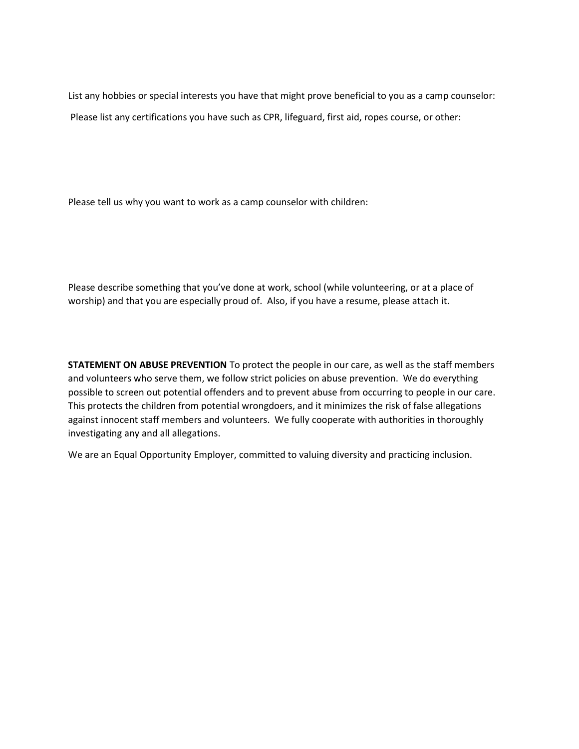List any hobbies or special interests you have that might prove beneficial to you as a camp counselor:

Please list any certifications you have such as CPR, lifeguard, first aid, ropes course, or other:

Please tell us why you want to work as a camp counselor with children:

Please describe something that you've done at work, school (while volunteering, or at a place of worship) and that you are especially proud of. Also, if you have a resume, please attach it.

**STATEMENT ON ABUSE PREVENTION** To protect the people in our care, as well as the staff members and volunteers who serve them, we follow strict policies on abuse prevention. We do everything possible to screen out potential offenders and to prevent abuse from occurring to people in our care. This protects the children from potential wrongdoers, and it minimizes the risk of false allegations against innocent staff members and volunteers. We fully cooperate with authorities in thoroughly investigating any and all allegations.

We are an Equal Opportunity Employer, committed to valuing diversity and practicing inclusion.